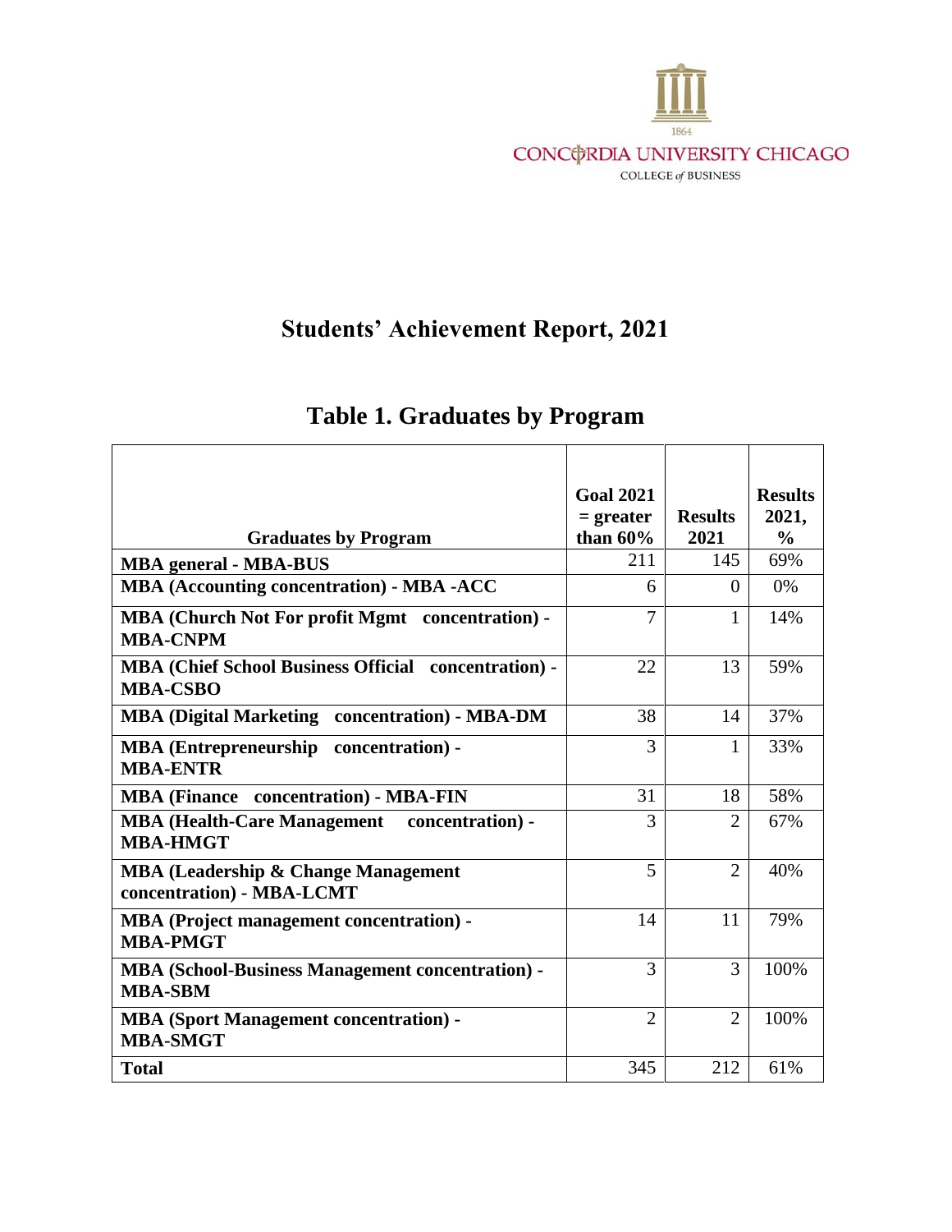1864

CONCORDIA UNIVERSITY CHICAGO

COLLEGE *of* BUSINESS

# Students' Achievement Report, 2021

## Table 1. Graduates by Program

| Graduates by Program | Goal 2021 = greater than 60% | Results 2021 | Results 2021, % |
|---|---|---|---|
| **MBA general - MBA-BUS** | 211 | 145 | 69% |
| **MBA (Accounting concentration) - MBA -ACC** | 6 | 0 | 0% |
| **MBA (Church Not For profit Mgmt concentration) - MBA-CNPM** | 7 | 1 | 14% |
| **MBA (Chief School Business Official concentration) - MBA-CSBO** | 22 | 13 | 59% |
| **MBA (Digital Marketing concentration) - MBA-DM** | 38 | 14 | 37% |
| **MBA (Entrepreneurship concentration) - MBA-ENTR** | 3 | 1 | 33% |
| **MBA (Finance concentration) - MBA-FIN** | 31 | 18 | 58% |
| **MBA (Health-Care Management concentration) - MBA-HMGT** | 3 | 2 | 67% |
| **MBA (Leadership & Change Management concentration) - MBA-LCMT** | 5 | 2 | 40% |
| **MBA (Project management concentration) - MBA-PMGT** | 14 | 11 | 79% |
| **MBA (School-Business Management concentration) - MBA-SBM** | 3 | 3 | 100% |
| **MBA (Sport Management concentration) - MBA-SMGT** | 2 | 2 | 100% |
| **Total** | 345 | 212 | 61% |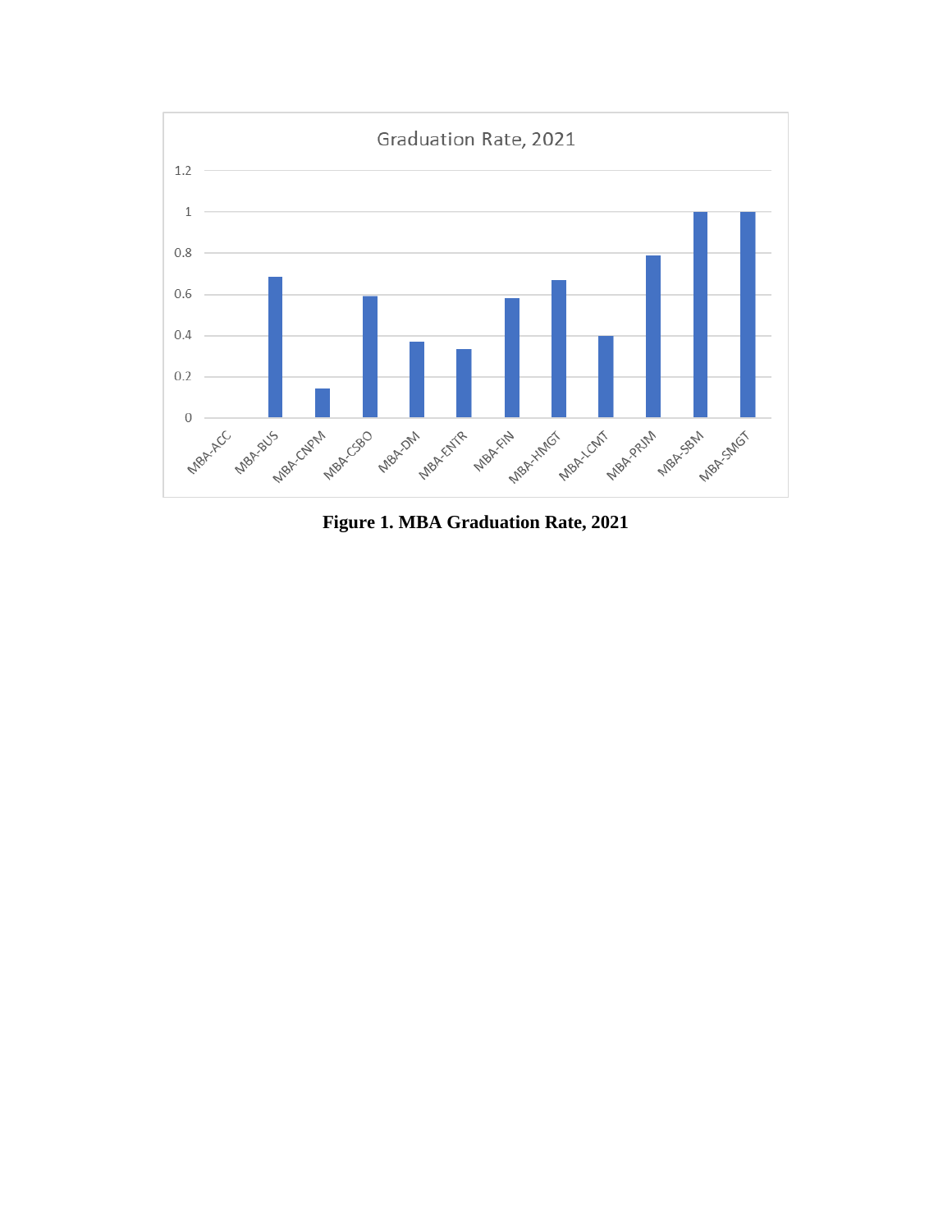**Figure 1. MBA Graduation Rate, 2021**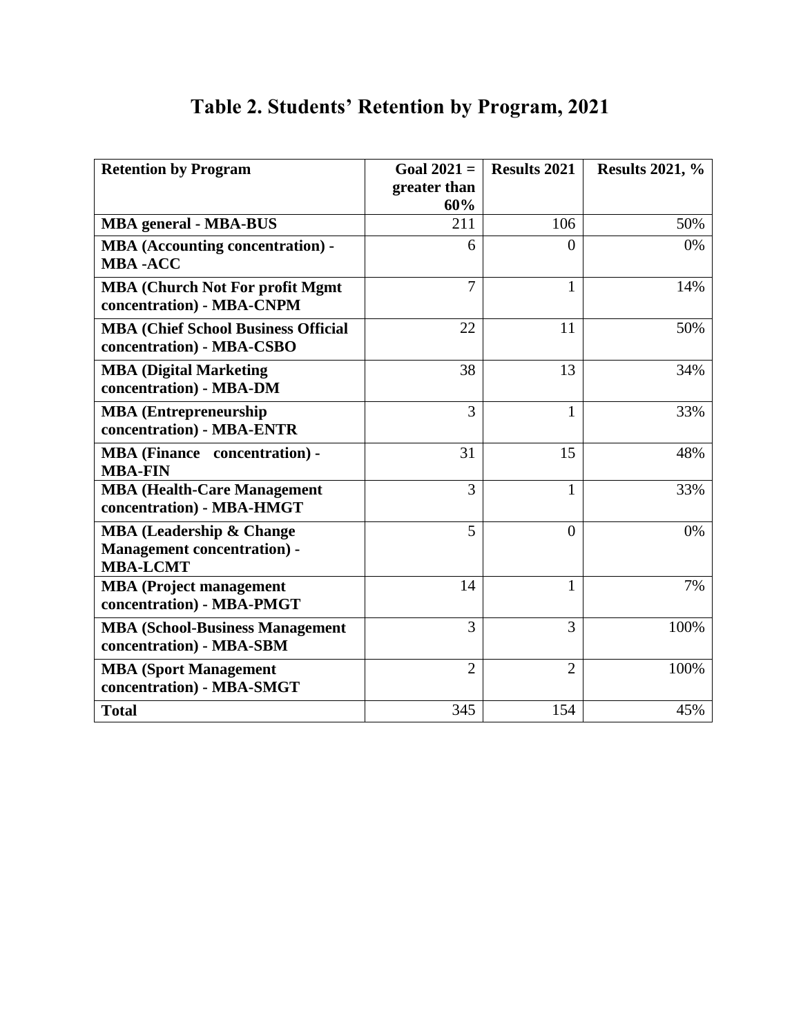# Table 2. Students' Retention by Program, 2021

| Retention by Program | Goal 2021 = greater than 60% | Results 2021 | Results 2021, % |
|---|---|---|---|
| **MBA general - MBA-BUS** | 211 | 106 | 50% |
| **MBA (Accounting concentration) - MBA -ACC** | 6 | 0 | 0% |
| **MBA (Church Not For profit Mgmt concentration) - MBA-CNPM** | 7 | 1 | 14% |
| **MBA (Chief School Business Official concentration) - MBA-CSBO** | 22 | 11 | 50% |
| **MBA (Digital Marketing concentration) - MBA-DM** | 38 | 13 | 34% |
| **MBA (Entrepreneurship concentration) - MBA-ENTR** | 3 | 1 | 33% |
| **MBA (Finance concentration) - MBA-FIN** | 31 | 15 | 48% |
| **MBA (Health-Care Management concentration) - MBA-HMGT** | 3 | 1 | 33% |
| **MBA (Leadership & Change Management concentration) - MBA-LCMT** | 5 | 0 | 0% |
| **MBA (Project management concentration) - MBA-PMGT** | 14 | 1 | 7% |
| **MBA (School-Business Management concentration) - MBA-SBM** | 3 | 3 | 100% |
| **MBA (Sport Management concentration) - MBA-SMGT** | 2 | 2 | 100% |
| **Total** | 345 | 154 | 45% |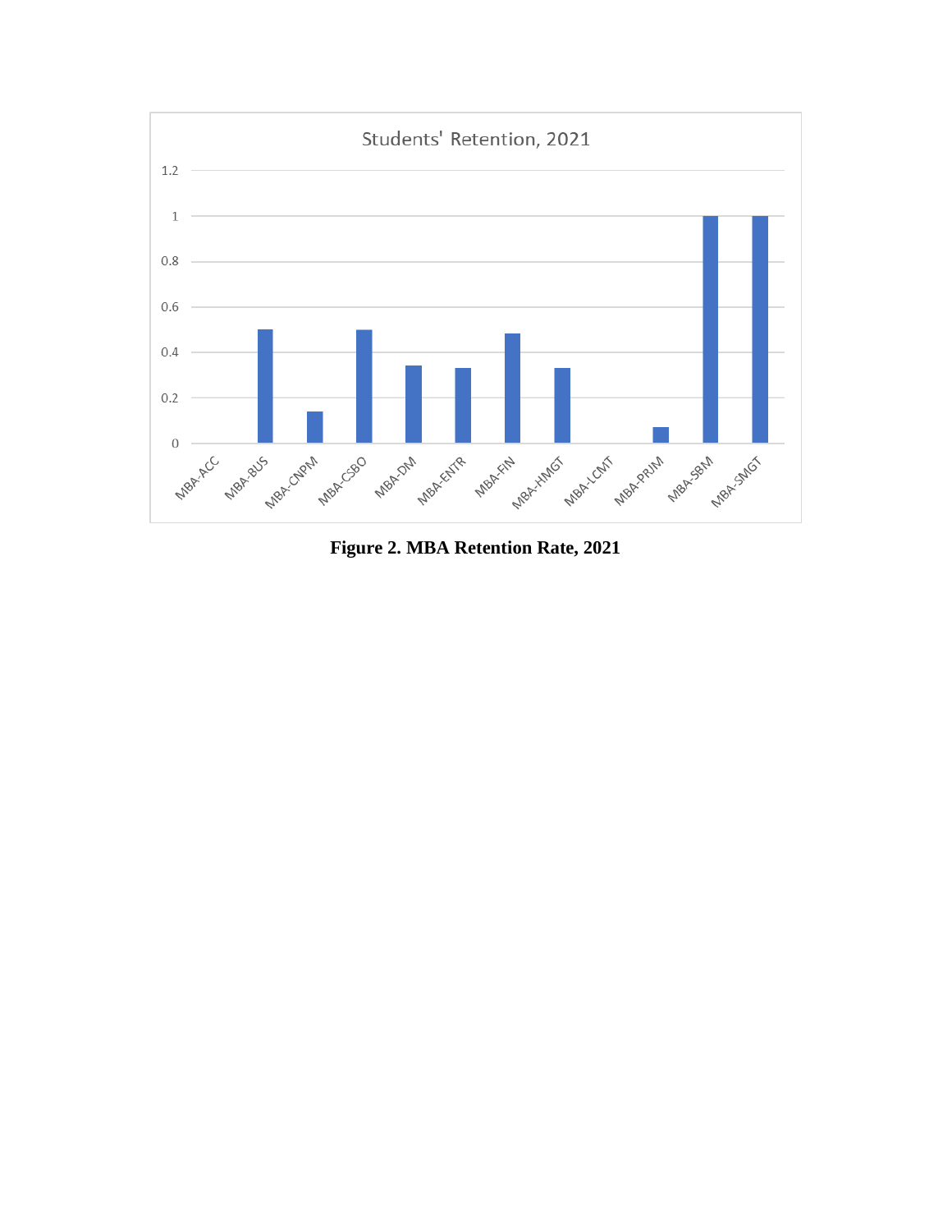Students' Retention, 2021

1.2

1

0.8

0.6

0.4

0.2

0

MBA-ACC MBA-BUS MBA-CNPM MBA-CSBO MBA-DM MBA-ENTR MBA-FIN MBA-HMGT MBA-LCMT MBA-PRJM MBA-SBM MBA-SMGT

**Figure 2. MBA Retention Rate, 2021**